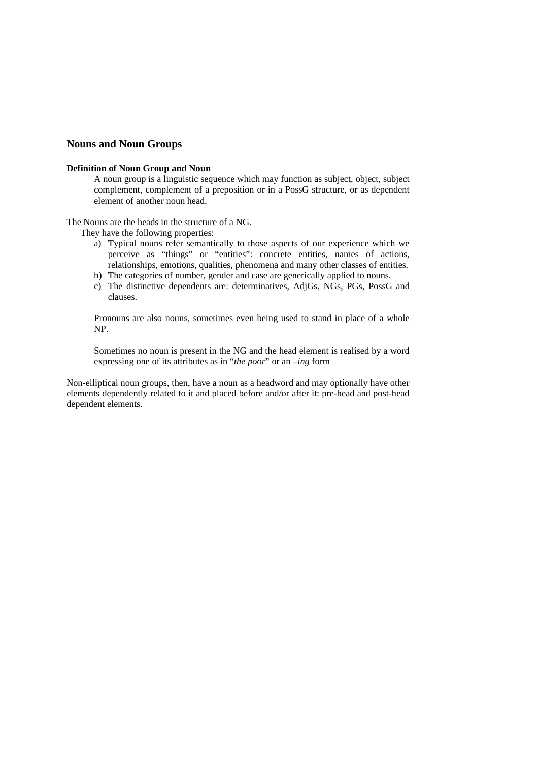## Nouns and Noun Groups

### Definition of Noun Group and Noun

A noun group is a linguistic sequence which may function as subject, object, subject complement, complement of a preposition or in a PossG structure, or as dependent element of another noun head.

The Nouns are the heads in the structure of a NG.

They have the following properties:

a) Typical nouns refer semantically to those aspects of our experience which we perceive as "things" or "entities": concrete entities, names of actions, relationships, emotions, qualities, phenomena and many other classes of entities.
b) The categories of number, gender and case are generically applied to nouns.
c) The distinctive dependents are: determinatives, AdjGs, NGs, PGs, PossG and clauses.

Pronouns are also nouns, sometimes even being used to stand in place of a whole NP.

Sometimes no noun is present in the NG and the head element is realised by a word expressing one of its attributes as in "*the poor*" or an *–ing* form

Non-elliptical noun groups, then, have a noun as a headword and may optionally have other elements dependently related to it and placed before and/or after it: pre-head and post-head dependent elements.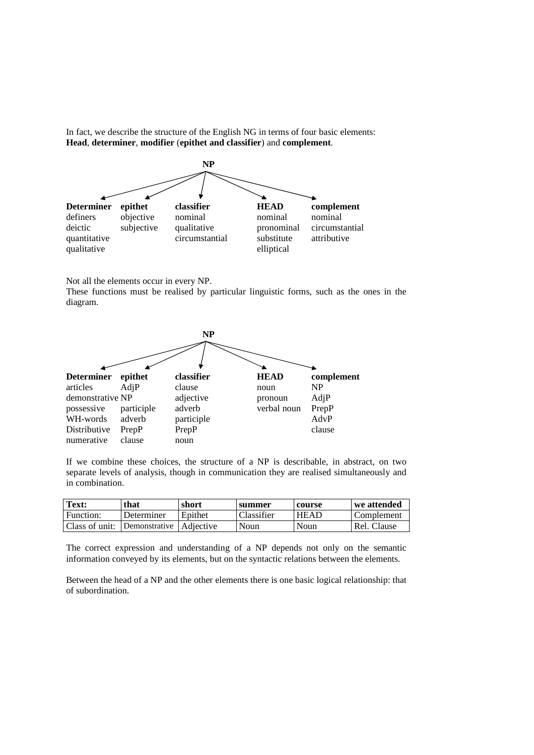In fact, we describe the structure of the English NG in terms of four basic elements: **Head**, **determiner**, **modifier** (**epithet and classifier**) and **complement**.

**NP**

| **Determiner** | **epithet** | **classifier** | **HEAD** | **complement** |
|---|---|---|---|---|
| definers | objective | nominal | nominal | nominal |
| deictic | subjective | qualitative | pronominal | circumstantial |
| quantitative | | circumstantial | substitute | attributive |
| qualitative | | | elliptical | |

Not all the elements occur in every NP.

These functions must be realised by particular linguistic forms, such as the ones in the diagram.

**NP**

| **Determiner** | **epithet** | **classifier** | **HEAD** | **complement** |
|---|---|---|---|---|
| articles | AdjP | clause | noun | NP |
| demonstrative | NP | adjective | pronoun | AdjP |
| possessive | participle | adverb | verbal noun | PrepP |
| WH-words | adverb | participle | | AdvP |
| Distributive | PrepP | PrepP | | clause |
| numerative | clause | noun | | |

If we combine these choices, the structure of a NP is describable, in abstract, on two separate levels of analysis, though in communication they are realised simultaneously and in combination.

| **Text:** | **that** | **short** | **summer** | **course** | **we attended** |
|---|---|---|---|---|---|
| Function: | Determiner | Epithet | Classifier | HEAD | Complement |
| Class of unit: | Demonstrative | Adjective | Noun | Noun | Rel. Clause |

The correct expression and understanding of a NP depends not only on the semantic information conveyed by its elements, but on the syntactic relations between the elements.

Between the head of a NP and the other elements there is one basic logical relationship: that of subordination.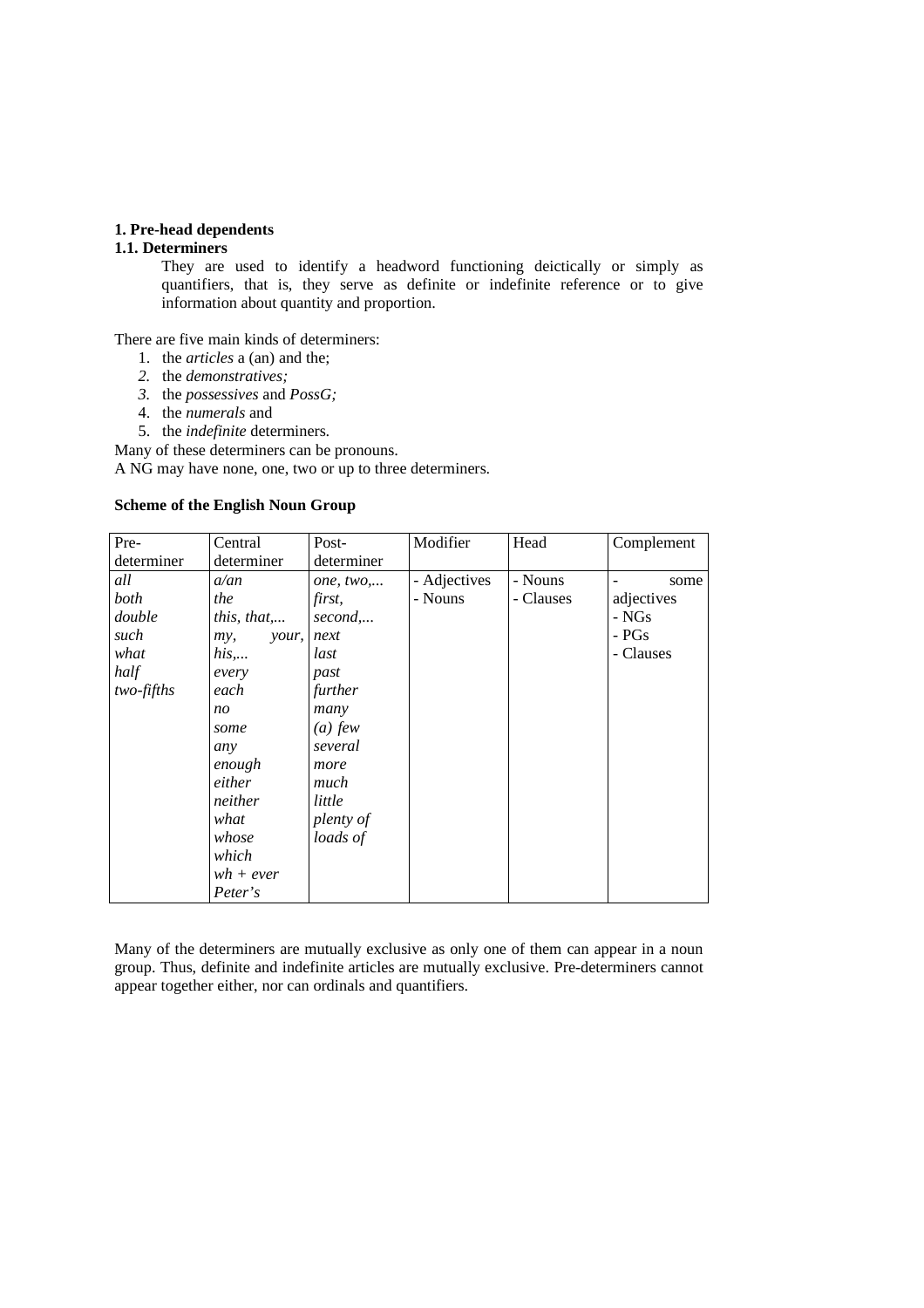**1. Pre-head dependents**

**1.1. Determiners**

> They are used to identify a headword functioning deictically or simply as quantifiers, that is, they serve as definite or indefinite reference or to give information about quantity and proportion.

There are five main kinds of determiners:

1. the *articles* a (an) and the;
2. the *demonstratives;*
3. the *possessives* and *PossG;*
4. the *numerals* and
5. the *indefinite* determiners.

Many of these determiners can be pronouns.
A NG may have none, one, two or up to three determiners.

**Scheme of the English Noun Group**

| Pre-determiner | Central determiner | Post-determiner | Modifier | Head | Complement |
|---|---|---|---|---|---|
| *all* | *a/an* | *one, two,...* | - Adjectives | - Nouns | - some adjectives |
| *both* | *the* | *first,* | - Nouns | - Clauses | - NGs |
| *double* | *this, that,...* | *second,...* | | | - PGs |
| *such* | *my, your,* | *next* | | | - Clauses |
| *what* | *his,...* | *last* | | | |
| *half* | *every* | *past* | | | |
| *two-fifths* | *each* | *further* | | | |
| | *no* | *many* | | | |
| | *some* | *(a) few* | | | |
| | *any* | *several* | | | |
| | *enough* | *more* | | | |
| | *either* | *much* | | | |
| | *neither* | *little* | | | |
| | *what* | *plenty of* | | | |
| | *whose* | *loads of* | | | |
| | *which* | | | | |
| | *wh + ever* | | | | |
| | *Peter's* | | | | |

Many of the determiners are mutually exclusive as only one of them can appear in a noun group. Thus, definite and indefinite articles are mutually exclusive. Pre-determiners cannot appear together either, nor can ordinals and quantifiers.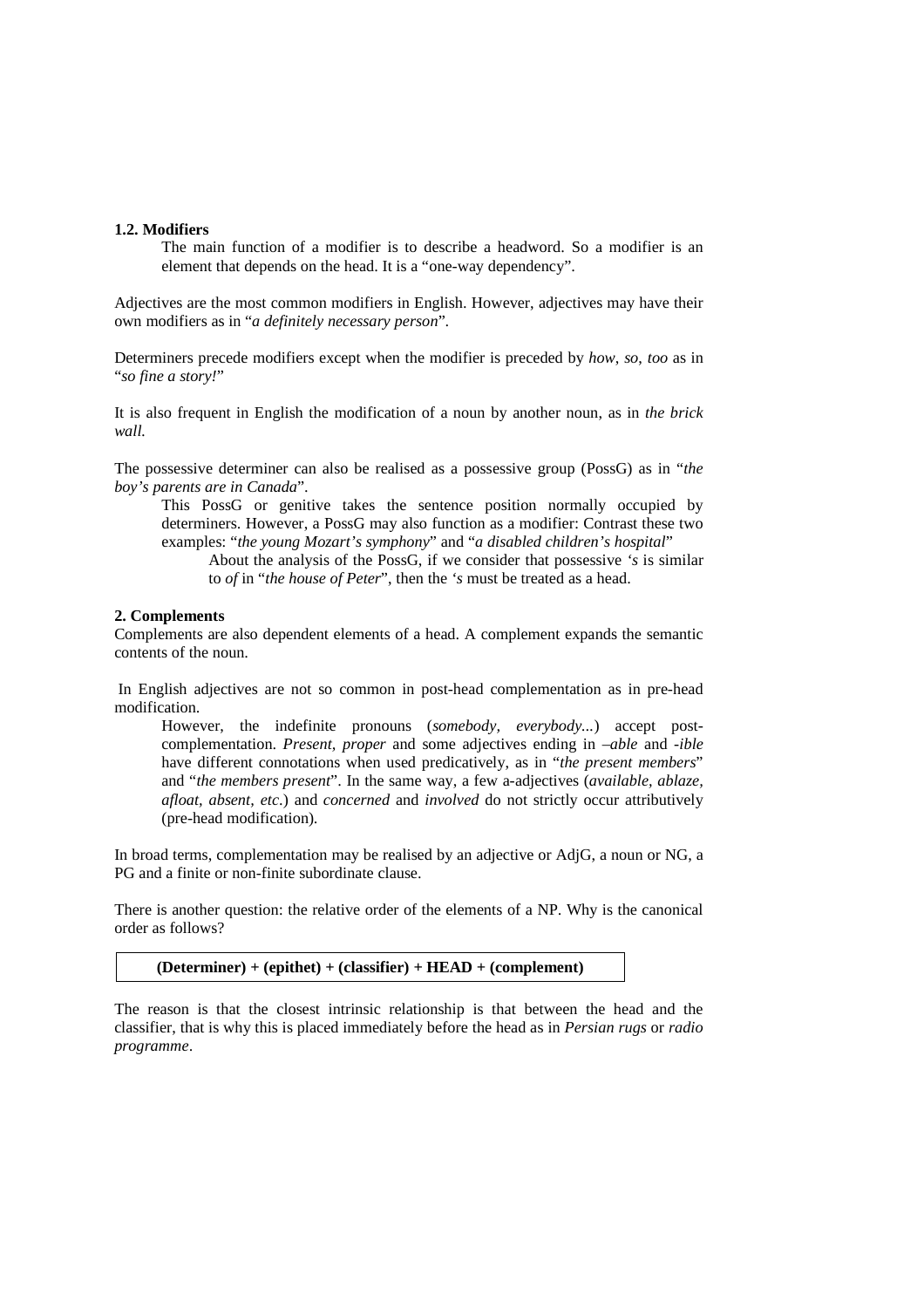### 1.2. Modifiers

The main function of a modifier is to describe a headword. So a modifier is an element that depends on the head. It is a "one-way dependency".

Adjectives are the most common modifiers in English. However, adjectives may have their own modifiers as in "*a definitely necessary person*".

Determiners precede modifiers except when the modifier is preceded by *how, so, too* as in "*so fine a story!*"

It is also frequent in English the modification of a noun by another noun, as in *the brick wall.*

The possessive determiner can also be realised as a possessive group (PossG) as in "*the boy's parents are in Canada*".

This PossG or genitive takes the sentence position normally occupied by determiners. However, a PossG may also function as a modifier: Contrast these two examples: "*the young Mozart's symphony*" and "*a disabled children's hospital*"

About the analysis of the PossG, if we consider that possessive *'s* is similar to *of* in "*the house of Peter*", then the *'s* must be treated as a head.

## 2. Complements

Complements are also dependent elements of a head. A complement expands the semantic contents of the noun.

In English adjectives are not so common in post-head complementation as in pre-head modification.

However, the indefinite pronouns (*somebody, everybody...*) accept post-complementation. *Present, proper* and some adjectives ending in *–able* and *-ible* have different connotations when used predicatively, as in "*the present members*" and "*the members present*". In the same way, a few a-adjectives (*available, ablaze, afloat, absent, etc.*) and *concerned* and *involved* do not strictly occur attributively (pre-head modification).

In broad terms, complementation may be realised by an adjective or AdjG, a noun or NG, a PG and a finite or non-finite subordinate clause.

There is another question: the relative order of the elements of a NP. Why is the canonical order as follows?

**(Determiner) + (epithet) + (classifier) + HEAD + (complement)**

The reason is that the closest intrinsic relationship is that between the head and the classifier, that is why this is placed immediately before the head as in *Persian rugs* or *radio programme*.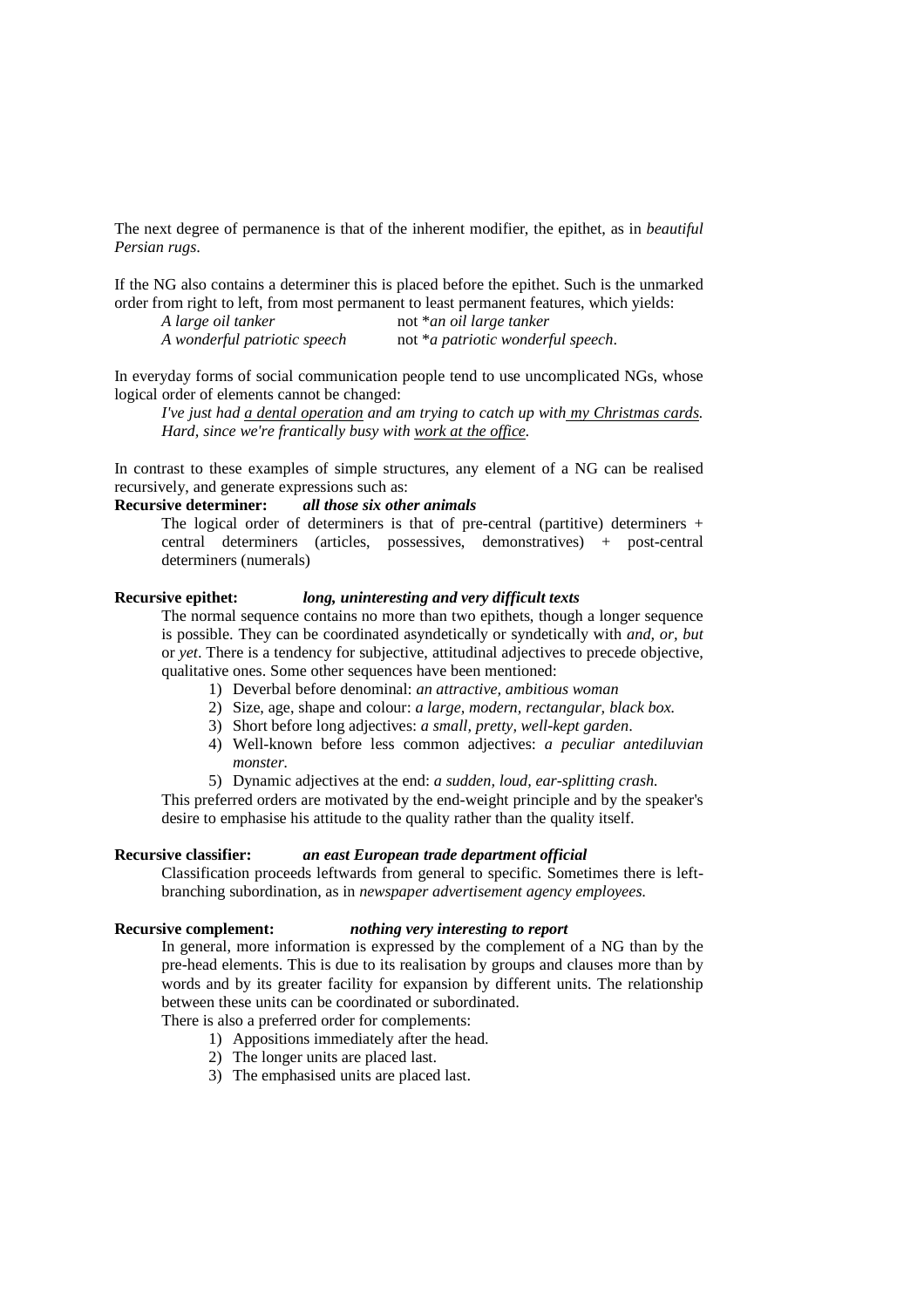The next degree of permanence is that of the inherent modifier, the epithet, as in *beautiful Persian rugs*.

If the NG also contains a determiner this is placed before the epithet. Such is the unmarked order from right to left, from most permanent to least permanent features, which yields:

*A large oil tanker* not **an oil large tanker*
*A wonderful patriotic speech* not **a patriotic wonderful speech*.

In everyday forms of social communication people tend to use uncomplicated NGs, whose logical order of elements cannot be changed:

*I've just had <u>a dental operation</u> and am trying to catch up with <u>my Christmas cards</u>. Hard, since we're frantically busy with <u>work at the office</u>.*

In contrast to these examples of simple structures, any element of a NG can be realised recursively, and generate expressions such as:

**Recursive determiner:** ***all those six other animals***

The logical order of determiners is that of pre-central (partitive) determiners + central determiners (articles, possessives, demonstratives) + post-central determiners (numerals)

**Recursive epithet:** ***long, uninteresting and very difficult texts***

The normal sequence contains no more than two epithets, though a longer sequence is possible. They can be coordinated asyndetically or syndetically with *and, or, but* or *yet*. There is a tendency for subjective, attitudinal adjectives to precede objective, qualitative ones. Some other sequences have been mentioned:

1) Deverbal before denominal: *an attractive, ambitious woman*
2) Size, age, shape and colour: *a large, modern, rectangular, black box.*
3) Short before long adjectives: *a small, pretty, well-kept garden*.
4) Well-known before less common adjectives: *a peculiar antediluvian monster.*
5) Dynamic adjectives at the end: *a sudden, loud, ear-splitting crash.*

This preferred orders are motivated by the end-weight principle and by the speaker's desire to emphasise his attitude to the quality rather than the quality itself.

**Recursive classifier:** ***an east European trade department official***

Classification proceeds leftwards from general to specific. Sometimes there is left-branching subordination, as in *newspaper advertisement agency employees.*

**Recursive complement:** ***nothing very interesting to report***

In general, more information is expressed by the complement of a NG than by the pre-head elements. This is due to its realisation by groups and clauses more than by words and by its greater facility for expansion by different units. The relationship between these units can be coordinated or subordinated.

There is also a preferred order for complements:

1) Appositions immediately after the head.
2) The longer units are placed last.
3) The emphasised units are placed last.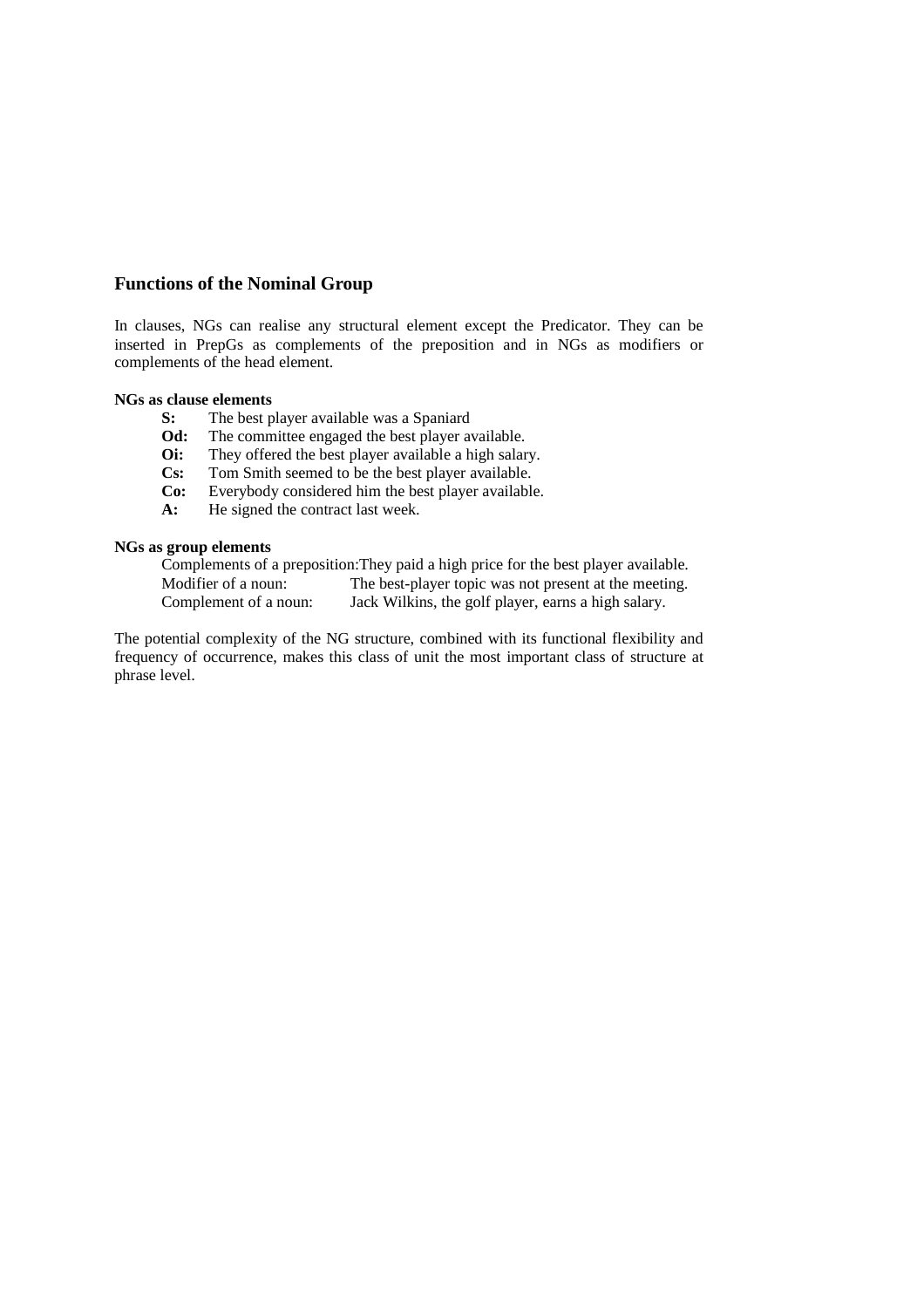## Functions of the Nominal Group

In clauses, NGs can realise any structural element except the Predicator. They can be inserted in PrepGs as complements of the preposition and in NGs as modifiers or complements of the head element.

### NGs as clause elements

**S:** The best player available was a Spaniard
**Od:** The committee engaged the best player available.
**Oi:** They offered the best player available a high salary.
**Cs:** Tom Smith seemed to be the best player available.
**Co:** Everybody considered him the best player available.
**A:** He signed the contract last week.

### NGs as group elements

Complements of a preposition: They paid a high price for the best player available.
Modifier of a noun: The best-player topic was not present at the meeting.
Complement of a noun: Jack Wilkins, the golf player, earns a high salary.

The potential complexity of the NG structure, combined with its functional flexibility and frequency of occurrence, makes this class of unit the most important class of structure at phrase level.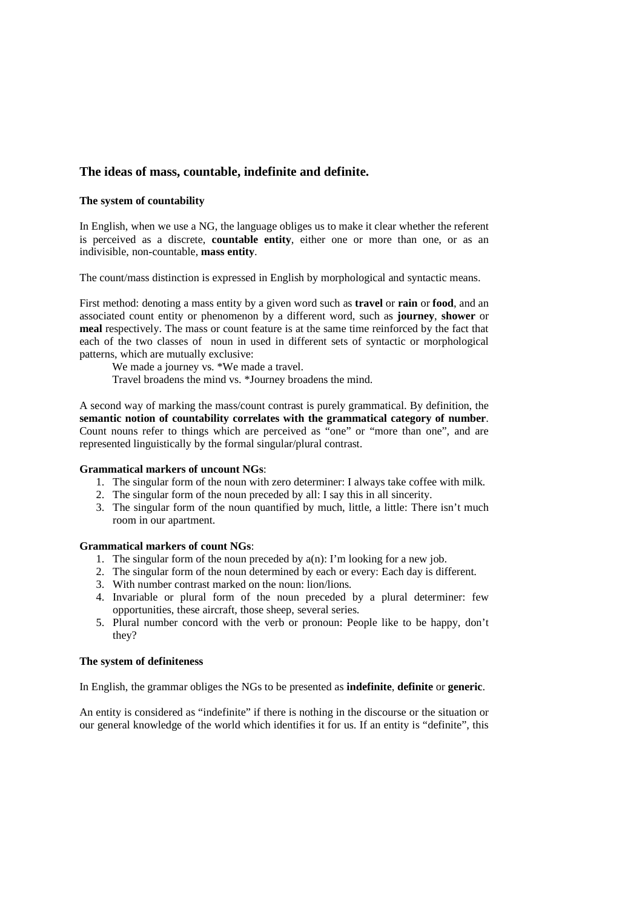## The ideas of mass, countable, indefinite and definite.

### The system of countability

In English, when we use a NG, the language obliges us to make it clear whether the referent is perceived as a discrete, **countable entity**, either one or more than one, or as an indivisible, non-countable, **mass entity**.

The count/mass distinction is expressed in English by morphological and syntactic means.

First method: denoting a mass entity by a given word such as **travel** or **rain** or **food**, and an associated count entity or phenomenon by a different word, such as **journey**, **shower** or **meal** respectively. The mass or count feature is at the same time reinforced by the fact that each of the two classes of noun in used in different sets of syntactic or morphological patterns, which are mutually exclusive:

We made a journey vs. *We made a travel.
Travel broadens the mind vs. *Journey broadens the mind.

A second way of marking the mass/count contrast is purely grammatical. By definition, the **semantic notion of countability correlates with the grammatical category of number**. Count nouns refer to things which are perceived as "one" or "more than one", and are represented linguistically by the formal singular/plural contrast.

**Grammatical markers of uncount NGs**:

1. The singular form of the noun with zero determiner: I always take coffee with milk.
2. The singular form of the noun preceded by all: I say this in all sincerity.
3. The singular form of the noun quantified by much, little, a little: There isn't much room in our apartment.

**Grammatical markers of count NGs**:

1. The singular form of the noun preceded by a(n): I'm looking for a new job.
2. The singular form of the noun determined by each or every: Each day is different.
3. With number contrast marked on the noun: lion/lions.
4. Invariable or plural form of the noun preceded by a plural determiner: few opportunities, these aircraft, those sheep, several series.
5. Plural number concord with the verb or pronoun: People like to be happy, don't they?

### The system of definiteness

In English, the grammar obliges the NGs to be presented as **indefinite**, **definite** or **generic**.

An entity is considered as "indefinite" if there is nothing in the discourse or the situation or our general knowledge of the world which identifies it for us. If an entity is "definite", this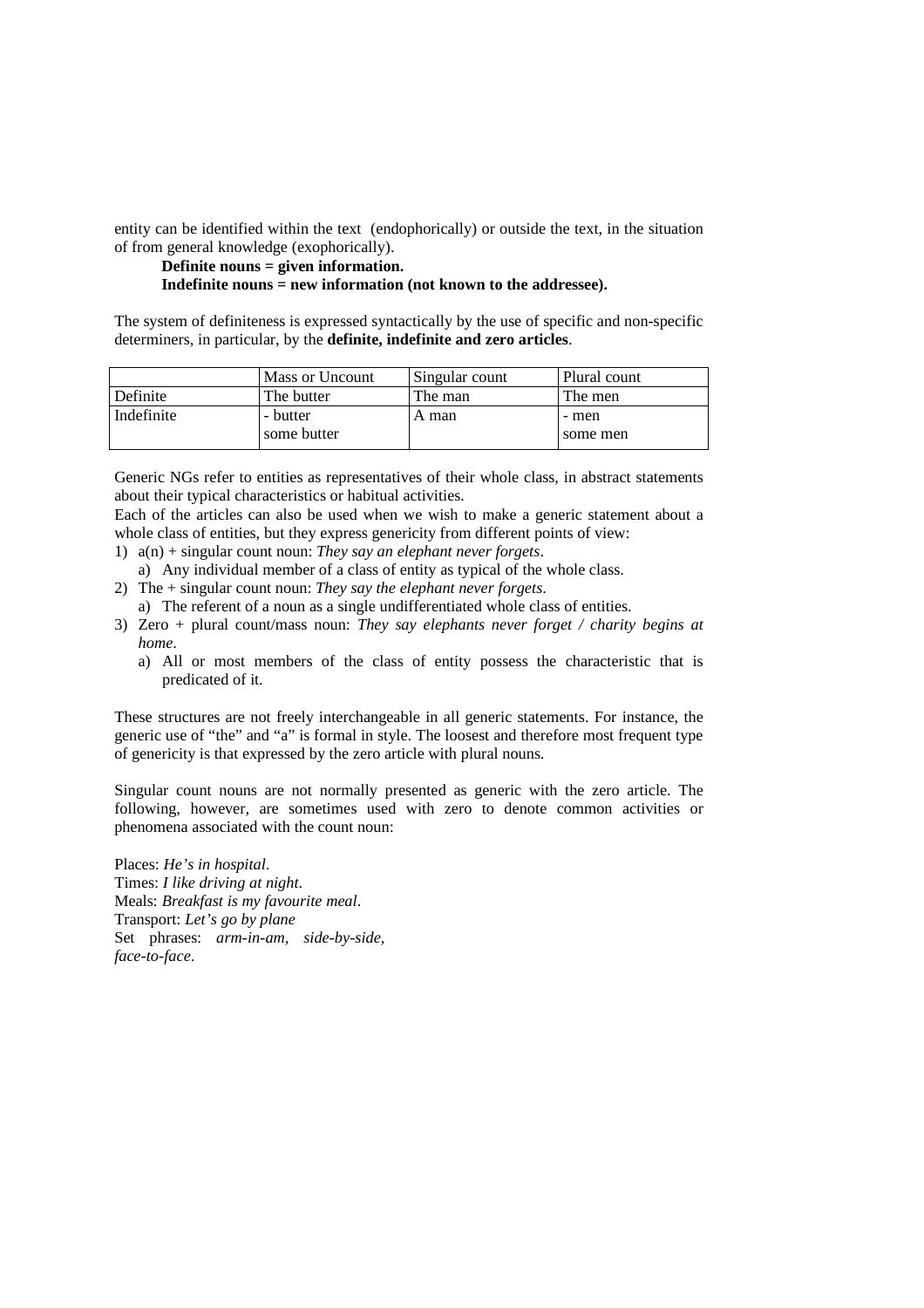entity can be identified within the text (endophorically) or outside the text, in the situation of from general knowledge (exophorically).

**Definite nouns = given information.**
**Indefinite nouns = new information (not known to the addressee).**

The system of definiteness is expressed syntactically by the use of specific and non-specific determiners, in particular, by the **definite, indefinite and zero articles**.

| | Mass or Uncount | Singular count | Plural count |
|---|---|---|---|
| Definite | The butter | The man | The men |
| Indefinite | - butter<br>some butter | A man | - men<br>some men |

Generic NGs refer to entities as representatives of their whole class, in abstract statements about their typical characteristics or habitual activities.

Each of the articles can also be used when we wish to make a generic statement about a whole class of entities, but they express genericity from different points of view:

1) a(n) + singular count noun: *They say an elephant never forgets*.
   a) Any individual member of a class of entity as typical of the whole class.
2) The + singular count noun: *They say the elephant never forgets*.
   a) The referent of a noun as a single undifferentiated whole class of entities.
3) Zero + plural count/mass noun: *They say elephants never forget / charity begins at home*.
   a) All or most members of the class of entity possess the characteristic that is predicated of it.

These structures are not freely interchangeable in all generic statements. For instance, the generic use of "the" and "a" is formal in style. The loosest and therefore most frequent type of genericity is that expressed by the zero article with plural nouns.

Singular count nouns are not normally presented as generic with the zero article. The following, however, are sometimes used with zero to denote common activities or phenomena associated with the count noun:

Places: *He's in hospital*.
Times: *I like driving at night*.
Meals: *Breakfast is my favourite meal*.
Transport: *Let's go by plane*
Set phrases: *arm-in-am, side-by-side, face-to-face*.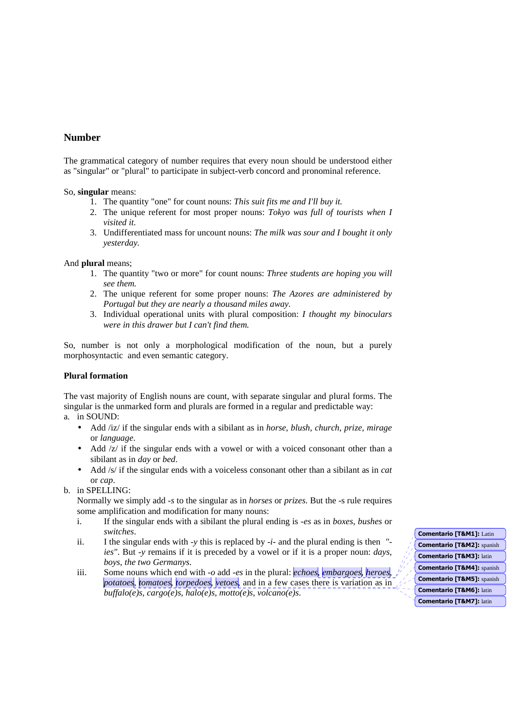## Number

The grammatical category of number requires that every noun should be understood either as "singular" or "plural" to participate in subject-verb concord and pronominal reference.

So, **singular** means:

1. The quantity "one" for count nouns: *This suit fits me and I'll buy it.*
2. The unique referent for most proper nouns: *Tokyo was full of tourists when I visited it.*
3. Undifferentiated mass for uncount nouns: *The milk was sour and I bought it only yesterday.*

And **plural** means;

1. The quantity "two or more" for count nouns: *Three students are hoping you will see them.*
2. The unique referent for some proper nouns: *The Azores are administered by Portugal but they are nearly a thousand miles away.*
3. Individual operational units with plural composition: *I thought my binoculars were in this drawer but I can't find them.*

So, number is not only a morphological modification of the noun, but a purely morphosyntactic and even semantic category.

### Plural formation

The vast majority of English nouns are count, with separate singular and plural forms. The singular is the unmarked form and plurals are formed in a regular and predictable way:

a. in SOUND:
   - Add /iz/ if the singular ends with a sibilant as in *horse, blush, church, prize, mirage* or *language*.
   - Add /z/ if the singular ends with a vowel or with a voiced consonant other than a sibilant as in *day* or *bed*.
   - Add /s/ if the singular ends with a voiceless consonant other than a sibilant as in *cat* or *cap*.

b. in SPELLING:
   Normally we simply add *-s* to the singular as in *horses* or *prizes.* But the -s rule requires some amplification and modification for many nouns:
   
   i. If the singular ends with a sibilant the plural ending is *-es* as in *boxes, bushes* or *switches*.
   
   ii. I the singular ends with *-y* this is replaced by *-i-* and the plural ending is then *"-ies"*. But *-y* remains if it is preceded by a vowel or if it is a proper noun: *days, boys, the two Germanys.*
   
   iii. Some nouns which end with *-o* add *-es* in the plural: *echoes, embargoes, heroes, potatoes, tomatoes, torpedoes, vetoes,* and in a few cases there is variation as in *buffalo(e)s, cargo(e)s, halo(e)s, motto(e)s, volcano(e)s.*

Comentario [T&M1]: Latin
Comentario [T&M2]: spanish
Comentario [T&M3]: latin
Comentario [T&M4]: spanish
Comentario [T&M5]: spanish
Comentario [T&M6]: latin
Comentario [T&M7]: latin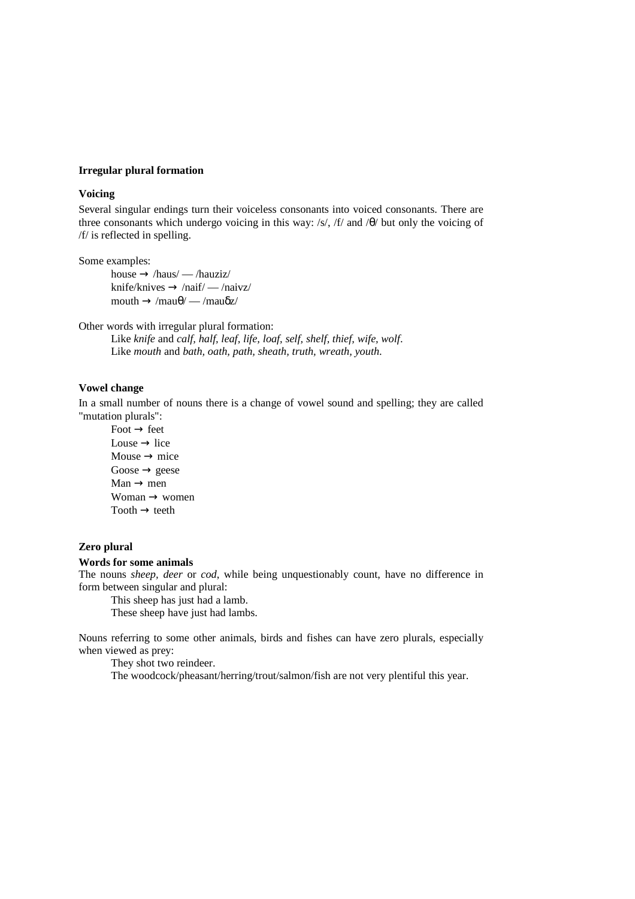**Irregular plural formation**

**Voicing**

Several singular endings turn their voiceless consonants into voiced consonants. There are three consonants which undergo voicing in this way: /s/, /f/ and /θ/ but only the voicing of /f/ is reflected in spelling.

Some examples:

> house → /haus/ — /hauziz/
> knife/knives → /naif/ — /naivz/
> mouth → /mauθ/ — /mauðz/

Other words with irregular plural formation:

> Like *knife* and *calf, half, leaf, life, loaf, self, shelf, thief, wife, wolf*.
> Like *mouth* and *bath, oath, path, sheath, truth, wreath, youth*.

**Vowel change**

In a small number of nouns there is a change of vowel sound and spelling; they are called "mutation plurals":

> Foot → feet
> Louse → lice
> Mouse → mice
> Goose → geese
> Man → men
> Woman → women
> Tooth → teeth

**Zero plural**

**Words for some animals**

The nouns *sheep, deer* or *cod*, while being unquestionably count, have no difference in form between singular and plural:

> This sheep has just had a lamb.
> These sheep have just had lambs.

Nouns referring to some other animals, birds and fishes can have zero plurals, especially when viewed as prey:

> They shot two reindeer.
> The woodcock/pheasant/herring/trout/salmon/fish are not very plentiful this year.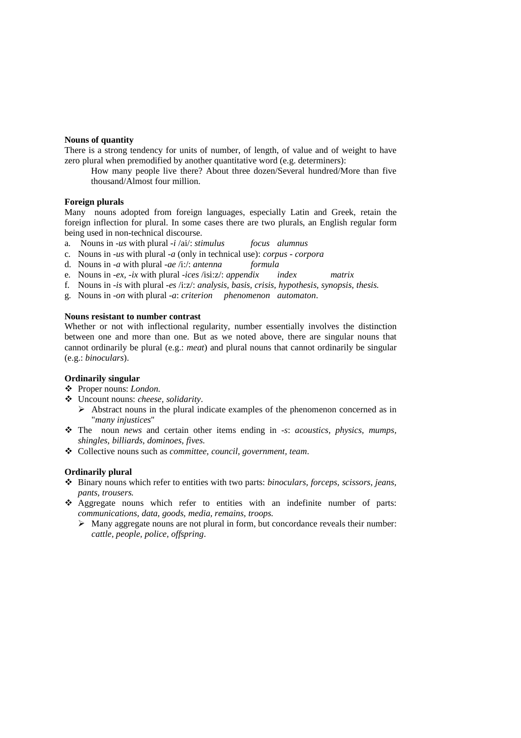**Nouns of quantity**

There is a strong tendency for units of number, of length, of value and of weight to have zero plural when premodified by another quantitative word (e.g. determiners):

> How many people live there? About three dozen/Several hundred/More than five thousand/Almost four million.

**Foreign plurals**

Many nouns adopted from foreign languages, especially Latin and Greek, retain the foreign inflection for plural. In some cases there are two plurals, an English regular form being used in non-technical discourse.

a. Nouns in *-us* with plural *-i* /ai/: *stimulus* *focus* *alumnus*

c. Nouns in *-us* with plural *-a* (only in technical use): *corpus* - *corpora*

d. Nouns in *-a* with plural *-ae* /i:/: *antenna* *formula*

e. Nouns in *-ex, -ix* with plural *-ices* /isi:z/: *appendix* *index* *matrix*

f. Nouns in *-is* with plural *-es* /i:z/: *analysis, basis, crisis, hypothesis, synopsis, thesis.*

g. Nouns in *-on* with plural *-a*: *criterion* *phenomenon* *automaton*.

**Nouns resistant to number contrast**

Whether or not with inflectional regularity, number essentially involves the distinction between one and more than one. But as we noted above, there are singular nouns that cannot ordinarily be plural (e.g.: *meat*) and plural nouns that cannot ordinarily be singular (e.g.: *binoculars*).

**Ordinarily singular**

- Proper nouns: *London.*
- Uncount nouns: *cheese, solidarity*.
  - Abstract nouns in the plural indicate examples of the phenomenon concerned as in "*many injustices*"
- The noun *news* and certain other items ending in *-s*: *acoustics, physics, mumps, shingles, billiards, dominoes, fives.*
- Collective nouns such as *committee, council, government, team*.

**Ordinarily plural**

- Binary nouns which refer to entities with two parts: *binoculars, forceps, scissors, jeans, pants, trousers.*
- Aggregate nouns which refer to entities with an indefinite number of parts: *communications, data, goods, media, remains, troops.*
  - Many aggregate nouns are not plural in form, but concordance reveals their number: *cattle, people, police, offspring*.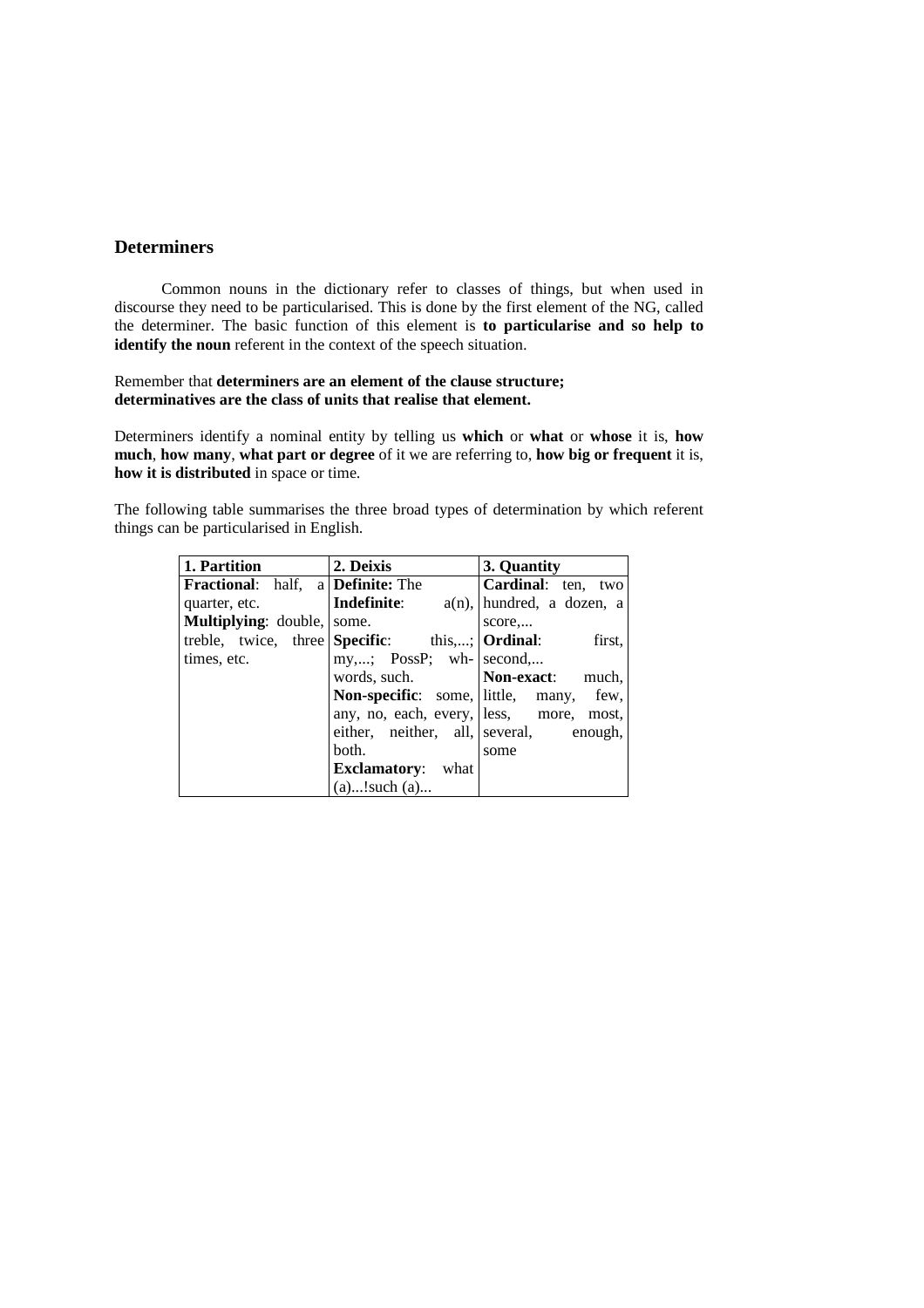## Determiners

Common nouns in the dictionary refer to classes of things, but when used in discourse they need to be particularised. This is done by the first element of the NG, called the determiner. The basic function of this element is **to particularise and so help to identify the noun** referent in the context of the speech situation.

Remember that **determiners are an element of the clause structure; determinatives are the class of units that realise that element.**

Determiners identify a nominal entity by telling us **which** or **what** or **whose** it is, **how much**, **how many**, **what part or degree** of it we are referring to, **how big or frequent** it is, **how it is distributed** in space or time.

The following table summarises the three broad types of determination by which referent things can be particularised in English.

| 1. Partition | 2. Deixis | 3. Quantity |
|---|---|---|
| **Fractional**: half, a quarter, etc. **Multiplying**: double, treble, twice, three times, etc. | **Definite:** The **Indefinite**: a(n), some. **Specific**: this,...; my,...; PossP; wh-words, such. **Non-specific**: some, any, no, each, every, either, neither, all, both. **Exclamatory**: what (a)...!such (a)... | **Cardinal**: ten, two hundred, a dozen, a score,... **Ordinal**: first, second,... **Non-exact**: much, little, many, few, less, more, most, several, enough, some |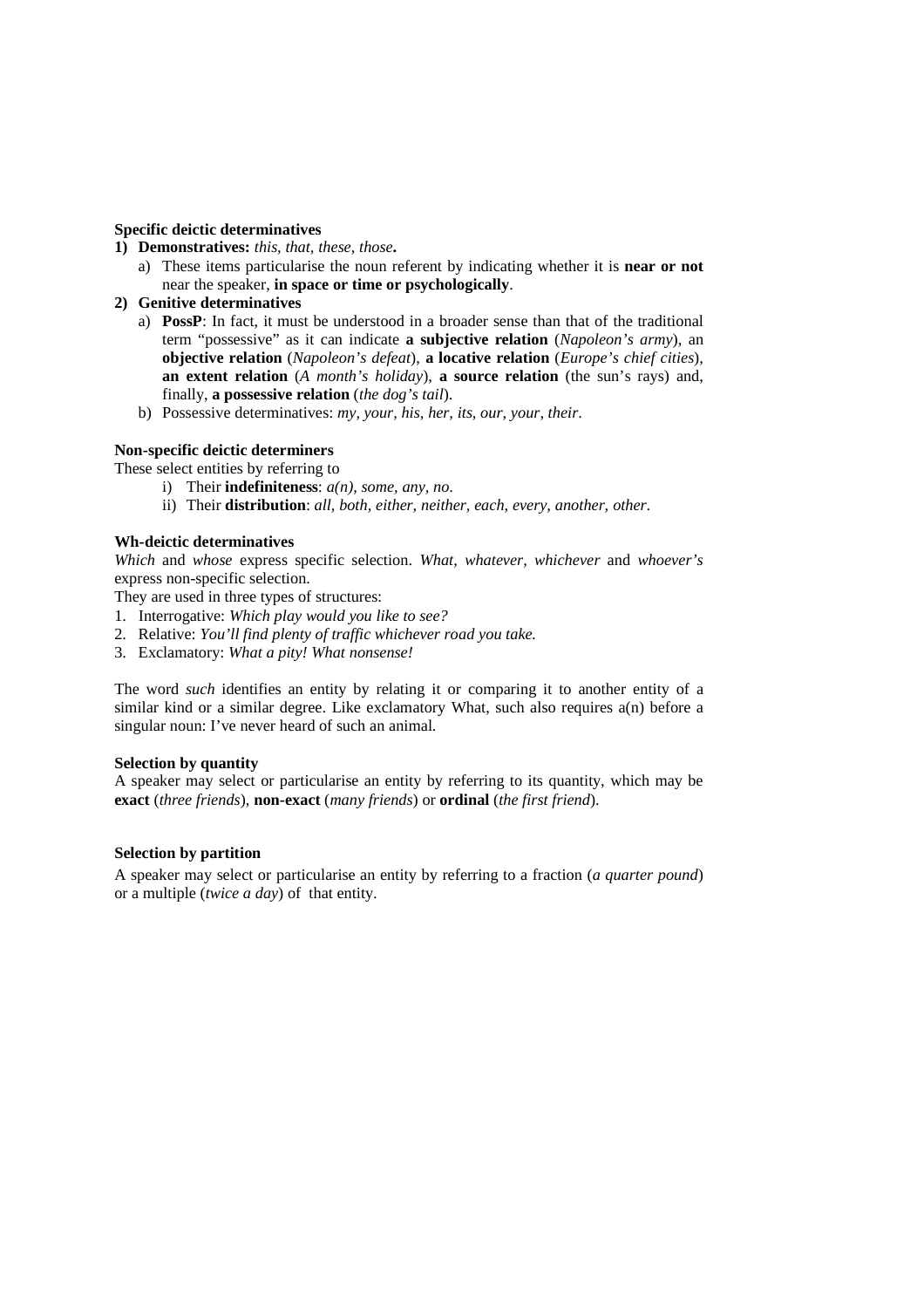**Specific deictic determinatives**

1) **Demonstratives:** *this, that, these, those***.**
    a) These items particularise the noun referent by indicating whether it is **near or not** near the speaker, **in space or time or psychologically**.
2) **Genitive determinatives**
    a) **PossP**: In fact, it must be understood in a broader sense than that of the traditional term "possessive" as it can indicate **a subjective relation** (*Napoleon's army*), an **objective relation** (*Napoleon's defeat*), **a locative relation** (*Europe's chief cities*), **an extent relation** (*A month's holiday*), **a source relation** (the sun's rays) and, finally, **a possessive relation** (*the dog's tail*).
    b) Possessive determinatives: *my, your, his, her, its, our, your, their*.

**Non-specific deictic determiners**

These select entities by referring to

i) Their **indefiniteness**: *a(n), some, any, no*.
ii) Their **distribution**: *all, both, either, neither, each, every, another, other*.

**Wh-deictic determinatives**

*Which* and *whose* express specific selection. *What, whatever, whichever* and *whoever's* express non-specific selection.

They are used in three types of structures:

1. Interrogative: *Which play would you like to see?*
2. Relative: *You'll find plenty of traffic whichever road you take.*
3. Exclamatory: *What a pity! What nonsense!*

The word *such* identifies an entity by relating it or comparing it to another entity of a similar kind or a similar degree. Like exclamatory What, such also requires a(n) before a singular noun: I've never heard of such an animal.

**Selection by quantity**

A speaker may select or particularise an entity by referring to its quantity, which may be **exact** (*three friends*), **non-exact** (*many friends*) or **ordinal** (*the first friend*).

**Selection by partition**

A speaker may select or particularise an entity by referring to a fraction (*a quarter pound*) or a multiple (*twice a day*) of that entity.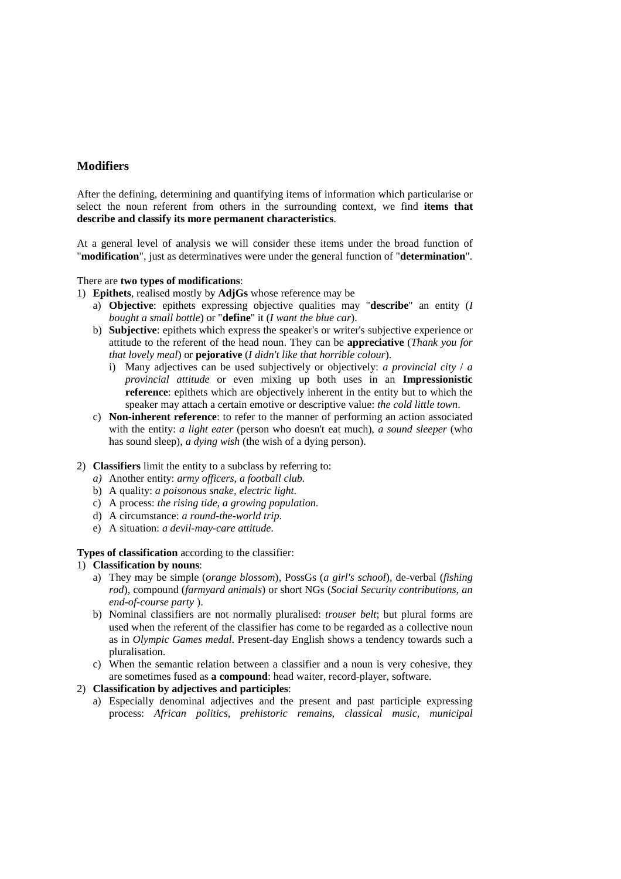## Modifiers

After the defining, determining and quantifying items of information which particularise or select the noun referent from others in the surrounding context, we find **items that describe and classify its more permanent characteristics**.

At a general level of analysis we will consider these items under the broad function of "**modification**", just as determinatives were under the general function of "**determination**".

There are **two types of modifications**:

1) **Epithets**, realised mostly by **AdjGs** whose reference may be
   a) **Objective**: epithets expressing objective qualities may "**describe**" an entity (*I bought a small bottle*) or "**define**" it (*I want the blue car*).
   b) **Subjective**: epithets which express the speaker's or writer's subjective experience or attitude to the referent of the head noun. They can be **appreciative** (*Thank you for that lovely meal*) or **pejorative** (*I didn't like that horrible colour*).
      i) Many adjectives can be used subjectively or objectively: *a provincial city* / *a provincial attitude* or even mixing up both uses in an **Impressionistic reference**: epithets which are objectively inherent in the entity but to which the speaker may attach a certain emotive or descriptive value: *the cold little town*.
   c) **Non-inherent reference**: to refer to the manner of performing an action associated with the entity: *a light eater* (person who doesn't eat much), *a sound sleeper* (who has sound sleep), *a dying wish* (the wish of a dying person).

2) **Classifiers** limit the entity to a subclass by referring to:
   *a)* Another entity: *army officers, a football club.*
   b) A quality: *a poisonous snake, electric light.*
   c) A process: *the rising tide, a growing population.*
   d) A circumstance: *a round-the-world trip.*
   e) A situation: *a devil-may-care attitude.*

**Types of classification** according to the classifier:

1) **Classification by nouns**:
   a) They may be simple (*orange blossom*), PossGs (*a girl's school*), de-verbal (*fishing rod*), compound (*farmyard animals*) or short NGs (*Social Security contributions, an end-of-course party* ).
   b) Nominal classifiers are not normally pluralised: *trouser belt*; but plural forms are used when the referent of the classifier has come to be regarded as a collective noun as in *Olympic Games medal*. Present-day English shows a tendency towards such a pluralisation.
   c) When the semantic relation between a classifier and a noun is very cohesive, they are sometimes fused as **a compound**: head waiter, record-player, software.
2) **Classification by adjectives and participles**:
   a) Especially denominal adjectives and the present and past participle expressing process: *African politics, prehistoric remains, classical music, municipal*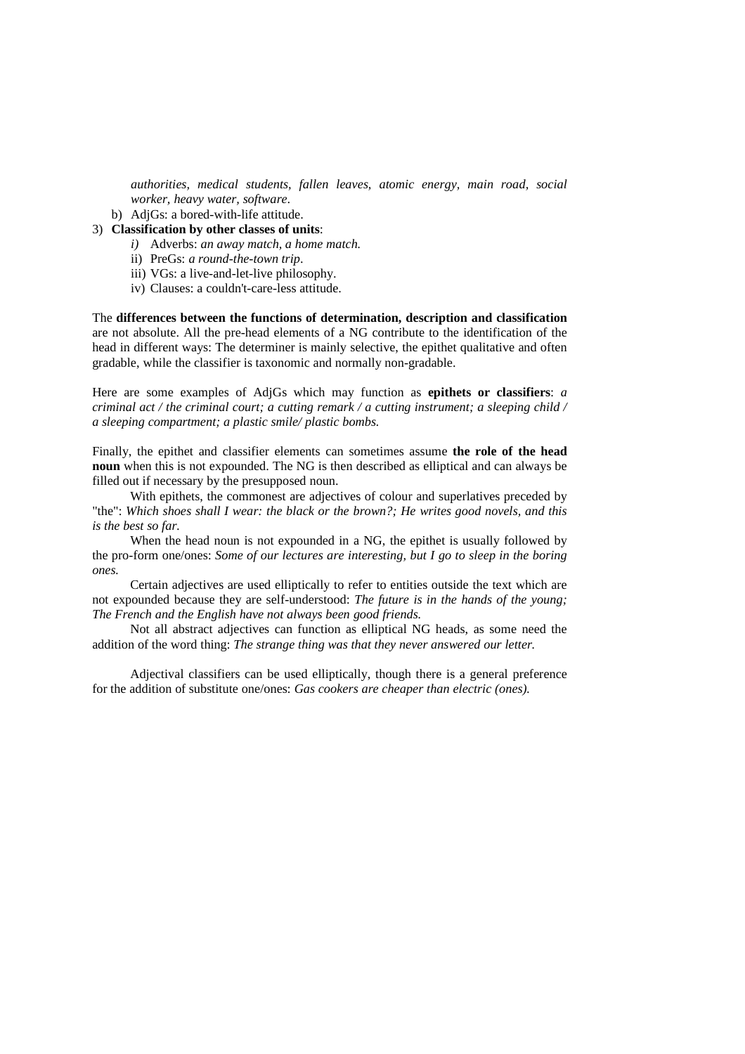*authorities, medical students, fallen leaves, atomic energy, main road, social worker, heavy water, software.*

b) AdjGs: a bored-with-life attitude.

3) **Classification by other classes of units**:
   *i)* Adverbs: *an away match, a home match.*
   ii) PreGs: *a round-the-town trip*.
   iii) VGs: a live-and-let-live philosophy.
   iv) Clauses: a couldn't-care-less attitude.

The **differences between the functions of determination, description and classification** are not absolute. All the pre-head elements of a NG contribute to the identification of the head in different ways: The determiner is mainly selective, the epithet qualitative and often gradable, while the classifier is taxonomic and normally non-gradable.

Here are some examples of AdjGs which may function as **epithets or classifiers**: *a criminal act / the criminal court; a cutting remark / a cutting instrument; a sleeping child / a sleeping compartment; a plastic smile/ plastic bombs.*

Finally, the epithet and classifier elements can sometimes assume **the role of the head noun** when this is not expounded. The NG is then described as elliptical and can always be filled out if necessary by the presupposed noun.

With epithets, the commonest are adjectives of colour and superlatives preceded by "the": *Which shoes shall I wear: the black or the brown?; He writes good novels, and this is the best so far.*

When the head noun is not expounded in a NG, the epithet is usually followed by the pro-form one/ones: *Some of our lectures are interesting, but I go to sleep in the boring ones.*

Certain adjectives are used elliptically to refer to entities outside the text which are not expounded because they are self-understood: *The future is in the hands of the young; The French and the English have not always been good friends.*

Not all abstract adjectives can function as elliptical NG heads, as some need the addition of the word thing: *The strange thing was that they never answered our letter.*

Adjectival classifiers can be used elliptically, though there is a general preference for the addition of substitute one/ones: *Gas cookers are cheaper than electric (ones).*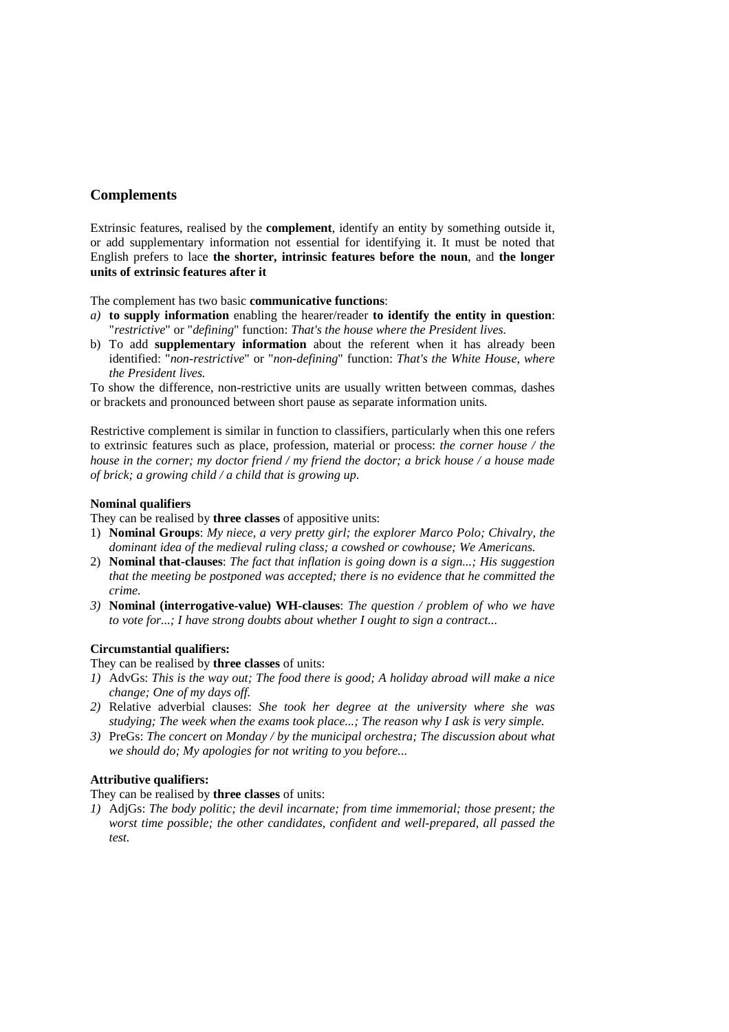## Complements

Extrinsic features, realised by the **complement**, identify an entity by something outside it, or add supplementary information not essential for identifying it. It must be noted that English prefers to lace **the shorter, intrinsic features before the noun**, and **the longer units of extrinsic features after it**

The complement has two basic **communicative functions**:

*a)* **to supply information** enabling the hearer/reader **to identify the entity in question**: "*restrictive*" or "*defining*" function: *That's the house where the President lives.*

b) To add **supplementary information** about the referent when it has already been identified: "*non-restrictive*" or "*non-defining*" function: *That's the White House, where the President lives.*

To show the difference, non-restrictive units are usually written between commas, dashes or brackets and pronounced between short pause as separate information units.

Restrictive complement is similar in function to classifiers, particularly when this one refers to extrinsic features such as place, profession, material or process: *the corner house / the house in the corner; my doctor friend / my friend the doctor; a brick house / a house made of brick; a growing child / a child that is growing up.*

**Nominal qualifiers**

They can be realised by **three classes** of appositive units:

1) **Nominal Groups**: *My niece, a very pretty girl; the explorer Marco Polo; Chivalry, the dominant idea of the medieval ruling class; a cowshed or cowhouse; We Americans.*
2) **Nominal that-clauses**: *The fact that inflation is going down is a sign...; His suggestion that the meeting be postponed was accepted; there is no evidence that he committed the crime.*
3) **Nominal (interrogative-value) WH-clauses**: *The question / problem of who we have to vote for...; I have strong doubts about whether I ought to sign a contract...*

**Circumstantial qualifiers:**

They can be realised by **three classes** of units:

1) AdvGs: *This is the way out; The food there is good; A holiday abroad will make a nice change; One of my days off.*
2) Relative adverbial clauses: *She took her degree at the university where she was studying; The week when the exams took place...; The reason why I ask is very simple.*
3) PreGs: *The concert on Monday / by the municipal orchestra; The discussion about what we should do; My apologies for not writing to you before...*

**Attributive qualifiers:**

They can be realised by **three classes** of units:

1) AdjGs: *The body politic; the devil incarnate; from time immemorial; those present; the worst time possible; the other candidates, confident and well-prepared, all passed the test.*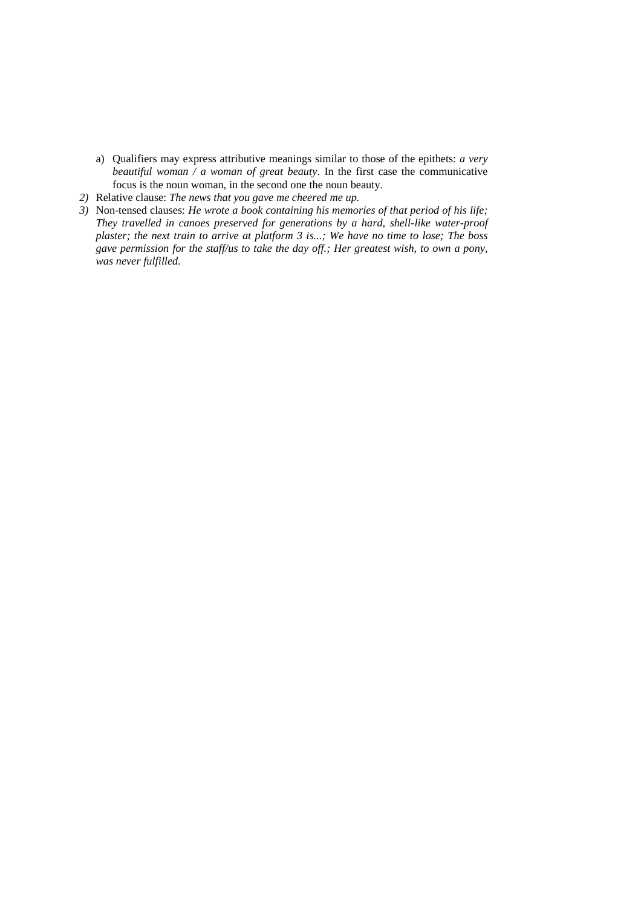a) Qualifiers may express attributive meanings similar to those of the epithets: *a very beautiful woman / a woman of great beauty*. In the first case the communicative focus is the noun woman, in the second one the noun beauty.

*2)* Relative clause: *The news that you gave me cheered me up.*

*3)* Non-tensed clauses: *He wrote a book containing his memories of that period of his life; They travelled in canoes preserved for generations by a hard, shell-like water-proof plaster; the next train to arrive at platform 3 is...; We have no time to lose; The boss gave permission for the staff/us to take the day off.; Her greatest wish, to own a pony, was never fulfilled.*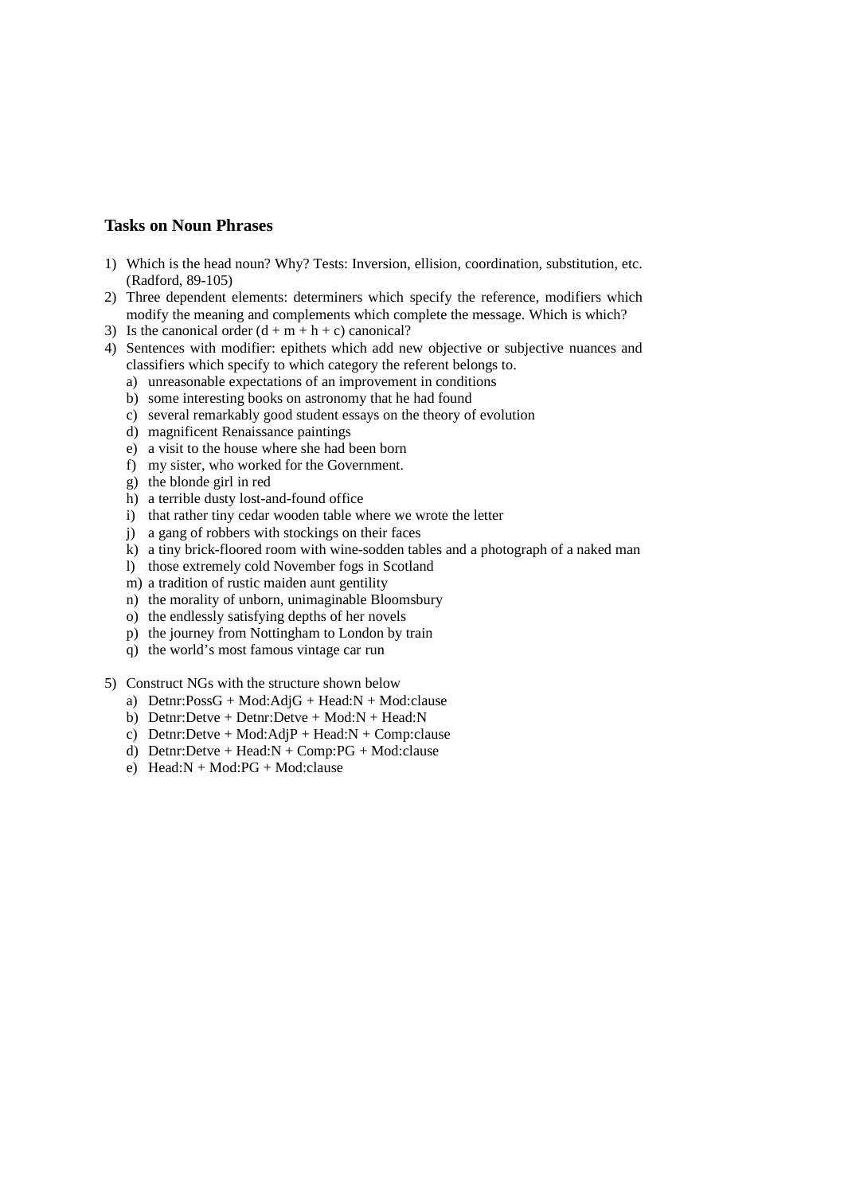## Tasks on Noun Phrases

1) Which is the head noun? Why? Tests: Inversion, ellision, coordination, substitution, etc. (Radford, 89-105)
2) Three dependent elements: determiners which specify the reference, modifiers which modify the meaning and complements which complete the message. Which is which?
3) Is the canonical order (d + m + h + c) canonical?
4) Sentences with modifier: epithets which add new objective or subjective nuances and classifiers which specify to which category the referent belongs to.
   a) unreasonable expectations of an improvement in conditions
   b) some interesting books on astronomy that he had found
   c) several remarkably good student essays on the theory of evolution
   d) magnificent Renaissance paintings
   e) a visit to the house where she had been born
   f) my sister, who worked for the Government.
   g) the blonde girl in red
   h) a terrible dusty lost-and-found office
   i) that rather tiny cedar wooden table where we wrote the letter
   j) a gang of robbers with stockings on their faces
   k) a tiny brick-floored room with wine-sodden tables and a photograph of a naked man
   l) those extremely cold November fogs in Scotland
   m) a tradition of rustic maiden aunt gentility
   n) the morality of unborn, unimaginable Bloomsbury
   o) the endlessly satisfying depths of her novels
   p) the journey from Nottingham to London by train
   q) the world's most famous vintage car run

5) Construct NGs with the structure shown below
   a) Detnr:PossG + Mod:AdjG + Head:N + Mod:clause
   b) Detnr:Detve + Detnr:Detve + Mod:N + Head:N
   c) Detnr:Detve + Mod:AdjP + Head:N + Comp:clause
   d) Detnr:Detve + Head:N + Comp:PG + Mod:clause
   e) Head:N + Mod:PG + Mod:clause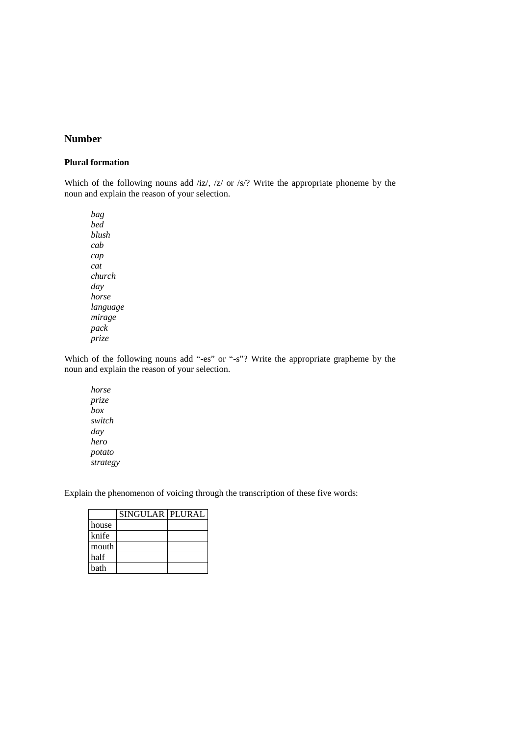## Number

### Plural formation

Which of the following nouns add /iz/, /z/ or /s/? Write the appropriate phoneme by the noun and explain the reason of your selection.

*bag*
*bed*
*blush*
*cab*
*cap*
*cat*
*church*
*day*
*horse*
*language*
*mirage*
*pack*
*prize*

Which of the following nouns add "-es" or "-s"? Write the appropriate grapheme by the noun and explain the reason of your selection.

*horse*
*prize*
*box*
*switch*
*day*
*hero*
*potato*
*strategy*

Explain the phenomenon of voicing through the transcription of these five words:

| | SINGULAR | PLURAL |
|---|---|---|
| house | | |
| knife | | |
| mouth | | |
| half | | |
| bath | | |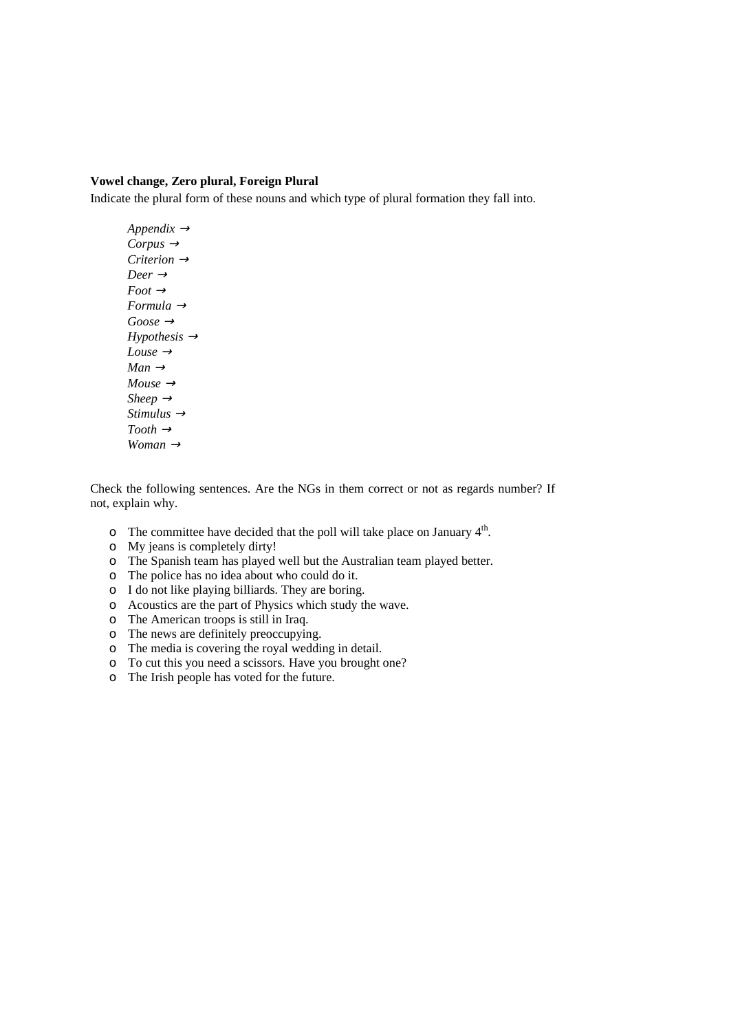**Vowel change, Zero plural, Foreign Plural**

Indicate the plural form of these nouns and which type of plural formation they fall into.

*Appendix* →
*Corpus* →
*Criterion* →
*Deer* →
*Foot* →
*Formula* →
*Goose* →
*Hypothesis* →
*Louse* →
*Man* →
*Mouse* →
*Sheep* →
*Stimulus* →
*Tooth* →
*Woman* →

Check the following sentences. Are the NGs in them correct or not as regards number? If not, explain why.

- The committee have decided that the poll will take place on January 4th.
- My jeans is completely dirty!
- The Spanish team has played well but the Australian team played better.
- The police has no idea about who could do it.
- I do not like playing billiards. They are boring.
- Acoustics are the part of Physics which study the wave.
- The American troops is still in Iraq.
- The news are definitely preoccupying.
- The media is covering the royal wedding in detail.
- To cut this you need a scissors. Have you brought one?
- The Irish people has voted for the future.